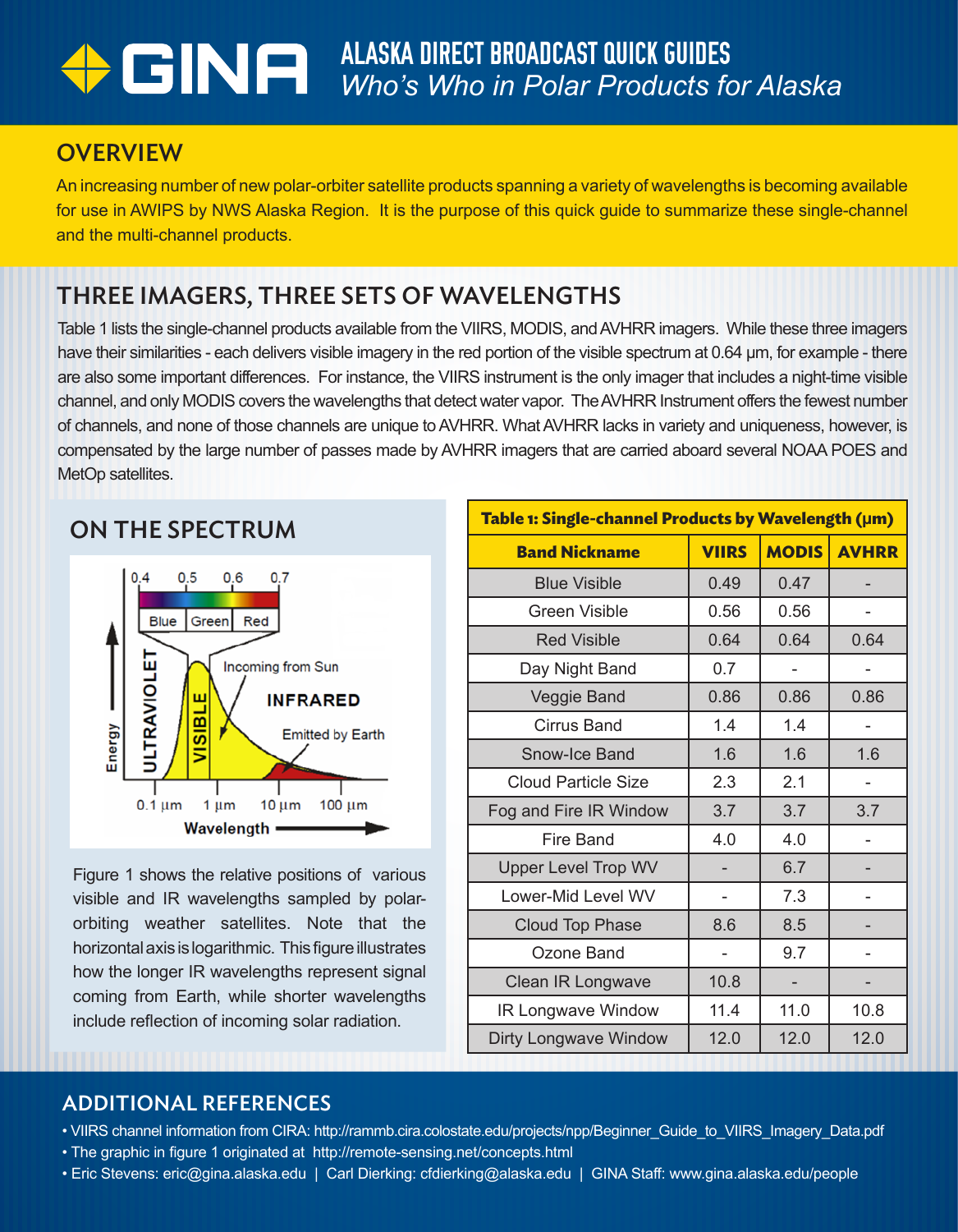# ALASKA DIRECT BROADCAST QUICK GUIDES

*Who's Who in Polar Products for Alaska*

## OVERVIEW

An increasing number of new polar-orbiter satellite products spanning a variety of wavelengths is becoming available for use in AWIPS by NWS Alaska Region. It is the purpose of this quick guide to summarize these single-channel and the multi-channel products.

## THREE IMAGERS, THREE SETS OF WAVELENGTHS

Table 1 lists the single-channel products available from the VIIRS, MODIS, and AVHRR imagers. While these three imagers have their similarities - each delivers visible imagery in the red portion of the visible spectrum at 0.64 µm, for example - there are also some important differences. For instance, the VIIRS instrument is the only imager that includes a night-time visible channel, and only MODIS covers the wavelengths that detect water vapor. The AVHRR Instrument offers the fewest number of channels, and none of those channels are unique to AVHRR. What AVHRR lacks in variety and uniqueness, however, is compensated by the large number of passes made by AVHRR imagers that are carried aboard several NOAA POES and MetOp satellites.

## ON THE SPECTRUM

Figure 1 shows the relative positions of various visible and IR wavelengths sampled by polar-orbiting weather satellites. Note that the horizontal axis is logarithmic. This figure illustrates how the longer IR wavelengths represent signal coming from Earth, while shorter wavelengths include reflection of incoming solar radiation.

**Table 1: Single-channel Products by Wavelength (µm)**

| Band Nickname | VIIRS | MODIS | AVHRR |
|---|---|---|---|
| Blue Visible | 0.49 | 0.47 | - |
| Green Visible | 0.56 | 0.56 | - |
| Red Visible | 0.64 | 0.64 | 0.64 |
| Day Night Band | 0.7 | - | - |
| Veggie Band | 0.86 | 0.86 | 0.86 |
| Cirrus Band | 1.4 | 1.4 | - |
| Snow-Ice Band | 1.6 | 1.6 | 1.6 |
| Cloud Particle Size | 2.3 | 2.1 | - |
| Fog and Fire IR Window | 3.7 | 3.7 | 3.7 |
| Fire Band | 4.0 | 4.0 | - |
| Upper Level Trop WV | - | 6.7 | - |
| Lower-Mid Level WV | - | 7.3 | - |
| Cloud Top Phase | 8.6 | 8.5 | - |
| Ozone Band | - | 9.7 | - |
| Clean IR Longwave | 10.8 | - | - |
| IR Longwave Window | 11.4 | 11.0 | 10.8 |
| Dirty Longwave Window | 12.0 | 12.0 | 12.0 |

## ADDITIONAL REFERENCES

- VIIRS channel information from CIRA: http://rammb.cira.colostate.edu/projects/npp/Beginner_Guide_to_VIIRS_Imagery_Data.pdf
- The graphic in figure 1 originated at http://remote-sensing.net/concepts.html
- Eric Stevens: eric@gina.alaska.edu | Carl Dierking: cfdierking@alaska.edu | GINA Staff: www.gina.alaska.edu/people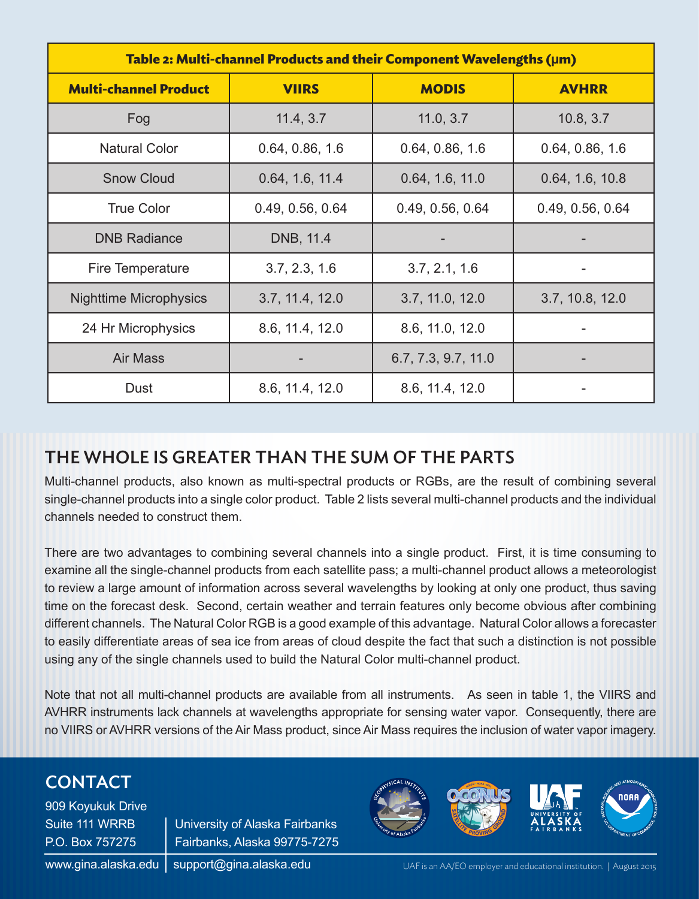| Table 2: Multi-channel Products and their Component Wavelengths (μm) | | | |
|---|---|---|---|
| **Multi-channel Product** | **VIIRS** | **MODIS** | **AVHRR** |
| Fog | 11.4, 3.7 | 11.0, 3.7 | 10.8, 3.7 |
| Natural Color | 0.64, 0.86, 1.6 | 0.64, 0.86, 1.6 | 0.64, 0.86, 1.6 |
| Snow Cloud | 0.64, 1.6, 11.4 | 0.64, 1.6, 11.0 | 0.64, 1.6, 10.8 |
| True Color | 0.49, 0.56, 0.64 | 0.49, 0.56, 0.64 | 0.49, 0.56, 0.64 |
| DNB Radiance | DNB, 11.4 | - | - |
| Fire Temperature | 3.7, 2.3, 1.6 | 3.7, 2.1, 1.6 | - |
| Nighttime Microphysics | 3.7, 11.4, 12.0 | 3.7, 11.0, 12.0 | 3.7, 10.8, 12.0 |
| 24 Hr Microphysics | 8.6, 11.4, 12.0 | 8.6, 11.0, 12.0 | - |
| Air Mass | - | 6.7, 7.3, 9.7, 11.0 | - |
| Dust | 8.6, 11.4, 12.0 | 8.6, 11.4, 12.0 | - |

## THE WHOLE IS GREATER THAN THE SUM OF THE PARTS

Multi-channel products, also known as multi-spectral products or RGBs, are the result of combining several single-channel products into a single color product. Table 2 lists several multi-channel products and the individual channels needed to construct them.

There are two advantages to combining several channels into a single product. First, it is time consuming to examine all the single-channel products from each satellite pass; a multi-channel product allows a meteorologist to review a large amount of information across several wavelengths by looking at only one product, thus saving time on the forecast desk. Second, certain weather and terrain features only become obvious after combining different channels. The Natural Color RGB is a good example of this advantage. Natural Color allows a forecaster to easily differentiate areas of sea ice from areas of cloud despite the fact that such a distinction is not possible using any of the single channels used to build the Natural Color multi-channel product.

Note that not all multi-channel products are available from all instruments. As seen in table 1, the VIIRS and AVHRR instruments lack channels at wavelengths appropriate for sensing water vapor. Consequently, there are no VIIRS or AVHRR versions of the Air Mass product, since Air Mass requires the inclusion of water vapor imagery.

## CONTACT

909 Koyukuk Drive
Suite 111 WRRB
P.O. Box 757275

University of Alaska Fairbanks
Fairbanks, Alaska 99775-7275

www.gina.alaska.edu | support@gina.alaska.edu

UAF is an AA/EO employer and educational institution. | August 2015